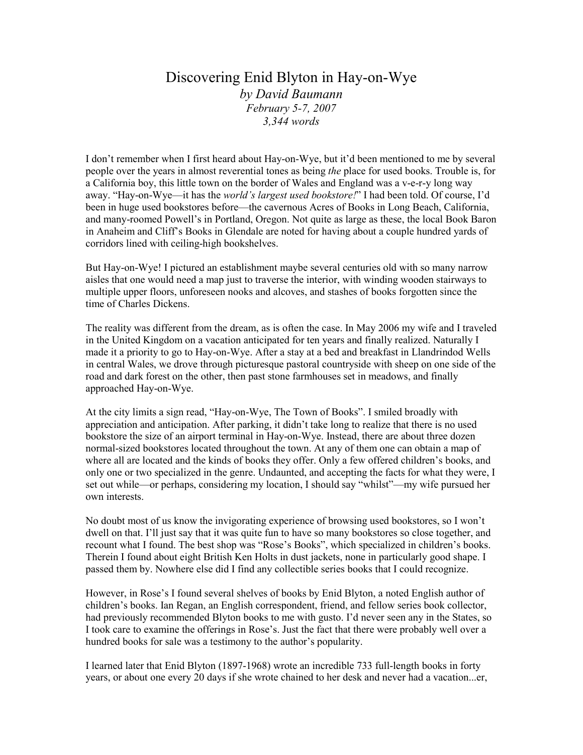# Discovering Enid Blyton in Hay-on-Wye

*by David Baumann*
*February 5-7, 2007*
*3,344 words*

I don't remember when I first heard about Hay-on-Wye, but it'd been mentioned to me by several people over the years in almost reverential tones as being *the* place for used books. Trouble is, for a California boy, this little town on the border of Wales and England was a v-e-r-y long way away. "Hay-on-Wye—it has the *world's largest used bookstore!*" I had been told. Of course, I'd been in huge used bookstores before—the cavernous Acres of Books in Long Beach, California, and many-roomed Powell's in Portland, Oregon. Not quite as large as these, the local Book Baron in Anaheim and Cliff's Books in Glendale are noted for having about a couple hundred yards of corridors lined with ceiling-high bookshelves.

But Hay-on-Wye! I pictured an establishment maybe several centuries old with so many narrow aisles that one would need a map just to traverse the interior, with winding wooden stairways to multiple upper floors, unforeseen nooks and alcoves, and stashes of books forgotten since the time of Charles Dickens.

The reality was different from the dream, as is often the case. In May 2006 my wife and I traveled in the United Kingdom on a vacation anticipated for ten years and finally realized. Naturally I made it a priority to go to Hay-on-Wye. After a stay at a bed and breakfast in Llandrindod Wells in central Wales, we drove through picturesque pastoral countryside with sheep on one side of the road and dark forest on the other, then past stone farmhouses set in meadows, and finally approached Hay-on-Wye.

At the city limits a sign read, "Hay-on-Wye, The Town of Books". I smiled broadly with appreciation and anticipation. After parking, it didn't take long to realize that there is no used bookstore the size of an airport terminal in Hay-on-Wye. Instead, there are about three dozen normal-sized bookstores located throughout the town. At any of them one can obtain a map of where all are located and the kinds of books they offer. Only a few offered children's books, and only one or two specialized in the genre. Undaunted, and accepting the facts for what they were, I set out while—or perhaps, considering my location, I should say "whilst"—my wife pursued her own interests.

No doubt most of us know the invigorating experience of browsing used bookstores, so I won't dwell on that. I'll just say that it was quite fun to have so many bookstores so close together, and recount what I found. The best shop was "Rose's Books", which specialized in children's books. Therein I found about eight British Ken Holts in dust jackets, none in particularly good shape. I passed them by. Nowhere else did I find any collectible series books that I could recognize.

However, in Rose's I found several shelves of books by Enid Blyton, a noted English author of children's books. Ian Regan, an English correspondent, friend, and fellow series book collector, had previously recommended Blyton books to me with gusto. I'd never seen any in the States, so I took care to examine the offerings in Rose's. Just the fact that there were probably well over a hundred books for sale was a testimony to the author's popularity.

I learned later that Enid Blyton (1897-1968) wrote an incredible 733 full-length books in forty years, or about one every 20 days if she wrote chained to her desk and never had a vacation...er,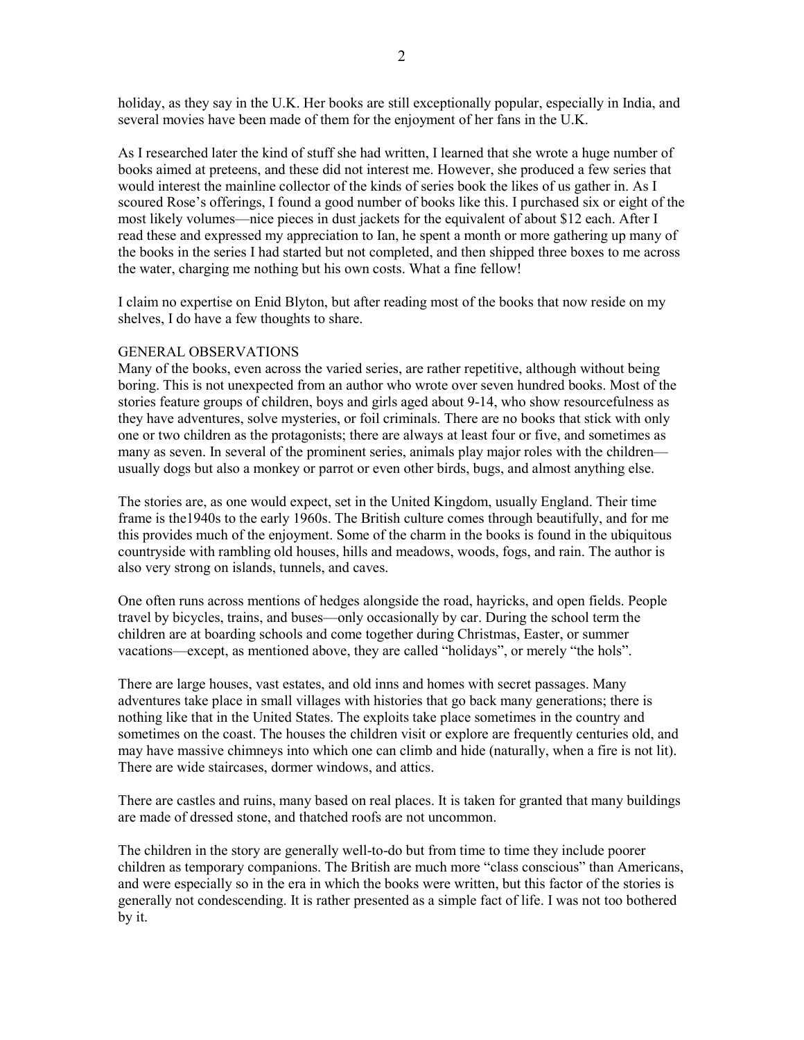holiday, as they say in the U.K. Her books are still exceptionally popular, especially in India, and several movies have been made of them for the enjoyment of her fans in the U.K.

As I researched later the kind of stuff she had written, I learned that she wrote a huge number of books aimed at preteens, and these did not interest me. However, she produced a few series that would interest the mainline collector of the kinds of series book the likes of us gather in. As I scoured Rose's offerings, I found a good number of books like this. I purchased six or eight of the most likely volumes—nice pieces in dust jackets for the equivalent of about $12 each. After I read these and expressed my appreciation to Ian, he spent a month or more gathering up many of the books in the series I had started but not completed, and then shipped three boxes to me across the water, charging me nothing but his own costs. What a fine fellow!

I claim no expertise on Enid Blyton, but after reading most of the books that now reside on my shelves, I do have a few thoughts to share.

## GENERAL OBSERVATIONS

Many of the books, even across the varied series, are rather repetitive, although without being boring. This is not unexpected from an author who wrote over seven hundred books. Most of the stories feature groups of children, boys and girls aged about 9-14, who show resourcefulness as they have adventures, solve mysteries, or foil criminals. There are no books that stick with only one or two children as the protagonists; there are always at least four or five, and sometimes as many as seven. In several of the prominent series, animals play major roles with the children—usually dogs but also a monkey or parrot or even other birds, bugs, and almost anything else.

The stories are, as one would expect, set in the United Kingdom, usually England. Their time frame is the1940s to the early 1960s. The British culture comes through beautifully, and for me this provides much of the enjoyment. Some of the charm in the books is found in the ubiquitous countryside with rambling old houses, hills and meadows, woods, fogs, and rain. The author is also very strong on islands, tunnels, and caves.

One often runs across mentions of hedges alongside the road, hayricks, and open fields. People travel by bicycles, trains, and buses—only occasionally by car. During the school term the children are at boarding schools and come together during Christmas, Easter, or summer vacations—except, as mentioned above, they are called "holidays", or merely "the hols".

There are large houses, vast estates, and old inns and homes with secret passages. Many adventures take place in small villages with histories that go back many generations; there is nothing like that in the United States. The exploits take place sometimes in the country and sometimes on the coast. The houses the children visit or explore are frequently centuries old, and may have massive chimneys into which one can climb and hide (naturally, when a fire is not lit). There are wide staircases, dormer windows, and attics.

There are castles and ruins, many based on real places. It is taken for granted that many buildings are made of dressed stone, and thatched roofs are not uncommon.

The children in the story are generally well-to-do but from time to time they include poorer children as temporary companions. The British are much more "class conscious" than Americans, and were especially so in the era in which the books were written, but this factor of the stories is generally not condescending. It is rather presented as a simple fact of life. I was not too bothered by it.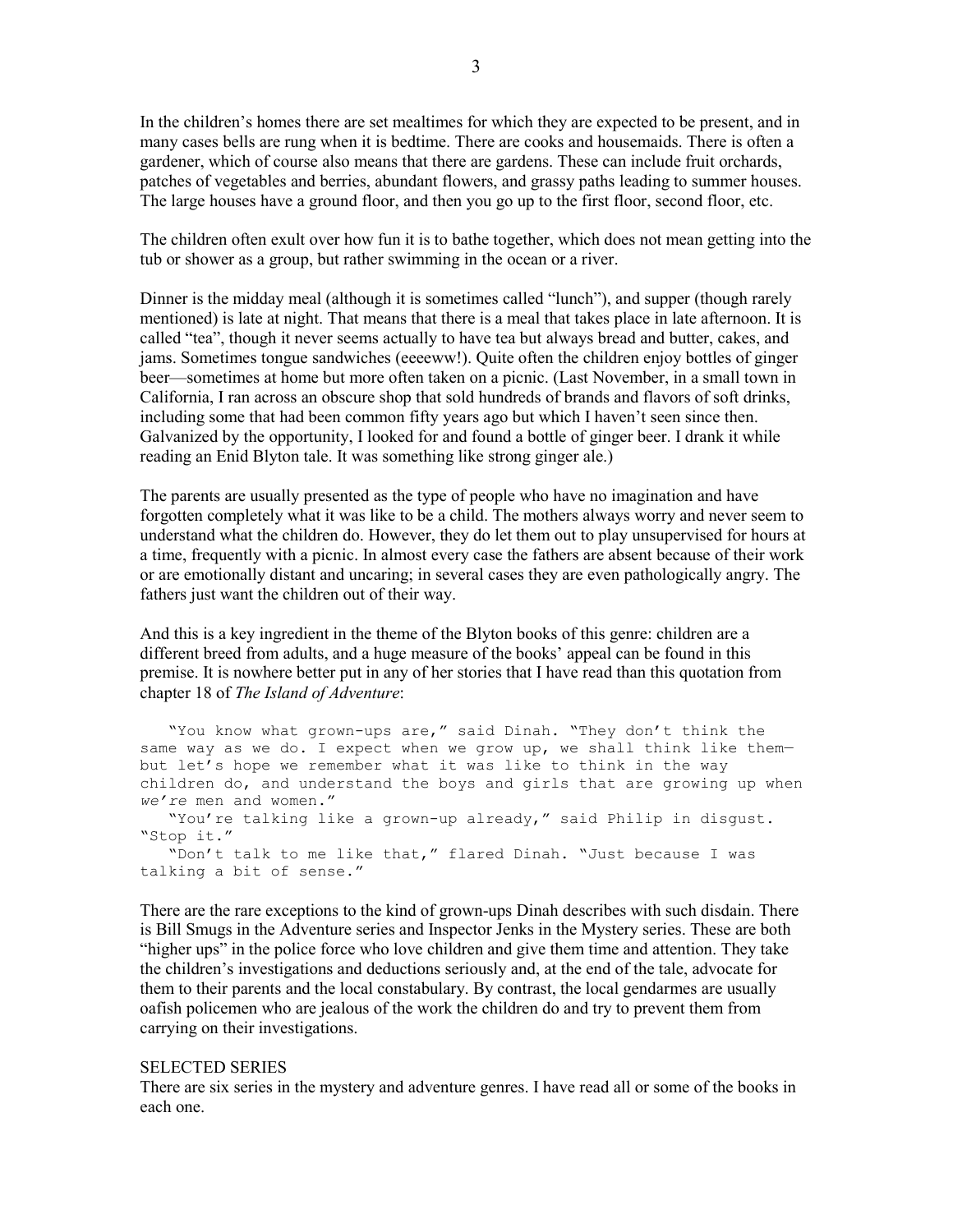In the children's homes there are set mealtimes for which they are expected to be present, and in many cases bells are rung when it is bedtime. There are cooks and housemaids. There is often a gardener, which of course also means that there are gardens. These can include fruit orchards, patches of vegetables and berries, abundant flowers, and grassy paths leading to summer houses. The large houses have a ground floor, and then you go up to the first floor, second floor, etc.

The children often exult over how fun it is to bathe together, which does not mean getting into the tub or shower as a group, but rather swimming in the ocean or a river.

Dinner is the midday meal (although it is sometimes called "lunch"), and supper (though rarely mentioned) is late at night. That means that there is a meal that takes place in late afternoon. It is called "tea", though it never seems actually to have tea but always bread and butter, cakes, and jams. Sometimes tongue sandwiches (eeeeww!). Quite often the children enjoy bottles of ginger beer—sometimes at home but more often taken on a picnic. (Last November, in a small town in California, I ran across an obscure shop that sold hundreds of brands and flavors of soft drinks, including some that had been common fifty years ago but which I haven't seen since then. Galvanized by the opportunity, I looked for and found a bottle of ginger beer. I drank it while reading an Enid Blyton tale. It was something like strong ginger ale.)

The parents are usually presented as the type of people who have no imagination and have forgotten completely what it was like to be a child. The mothers always worry and never seem to understand what the children do. However, they do let them out to play unsupervised for hours at a time, frequently with a picnic. In almost every case the fathers are absent because of their work or are emotionally distant and uncaring; in several cases they are even pathologically angry. The fathers just want the children out of their way.

And this is a key ingredient in the theme of the Blyton books of this genre: children are a different breed from adults, and a huge measure of the books' appeal can be found in this premise. It is nowhere better put in any of her stories that I have read than this quotation from chapter 18 of *The Island of Adventure*:

> "You know what grown-ups are," said Dinah. "They don't think the same way as we do. I expect when we grow up, we shall think like them—but let's hope we remember what it was like to think in the way children do, and understand the boys and girls that are growing up when *we're* men and women."
>
> "You're talking like a grown-up already," said Philip in disgust. "Stop it."
>
> "Don't talk to me like that," flared Dinah. "Just because I was talking a bit of sense."

There are the rare exceptions to the kind of grown-ups Dinah describes with such disdain. There is Bill Smugs in the Adventure series and Inspector Jenks in the Mystery series. These are both "higher ups" in the police force who love children and give them time and attention. They take the children's investigations and deductions seriously and, at the end of the tale, advocate for them to their parents and the local constabulary. By contrast, the local gendarmes are usually oafish policemen who are jealous of the work the children do and try to prevent them from carrying on their investigations.

## SELECTED SERIES

There are six series in the mystery and adventure genres. I have read all or some of the books in each one.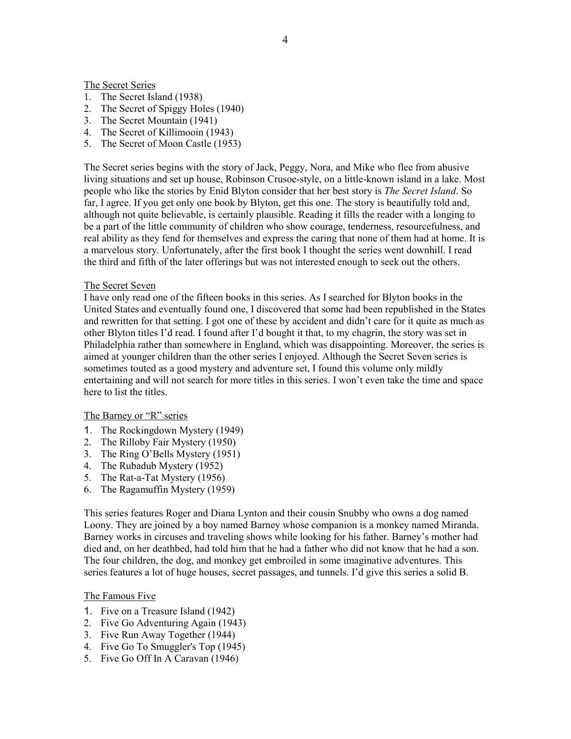The Secret Series

1. The Secret Island (1938)
2. The Secret of Spiggy Holes (1940)
3. The Secret Mountain (1941)
4. The Secret of Killimooin (1943)
5. The Secret of Moon Castle (1953)

The Secret series begins with the story of Jack, Peggy, Nora, and Mike who flee from abusive living situations and set up house, Robinson Crusoe-style, on a little-known island in a lake. Most people who like the stories by Enid Blyton consider that her best story is *The Secret Island*. So far, I agree. If you get only one book by Blyton, get this one. The story is beautifully told and, although not quite believable, is certainly plausible. Reading it fills the reader with a longing to be a part of the little community of children who show courage, tenderness, resourcefulness, and real ability as they fend for themselves and express the caring that none of them had at home. It is a marvelous story. Unfortunately, after the first book I thought the series went downhill. I read the third and fifth of the later offerings but was not interested enough to seek out the others.

The Secret Seven

I have only read one of the fifteen books in this series. As I searched for Blyton books in the United States and eventually found one, I discovered that some had been republished in the States and rewritten for that setting. I got one of these by accident and didn't care for it quite as much as other Blyton titles I'd read. I found after I'd bought it that, to my chagrin, the story was set in Philadelphia rather than somewhere in England, which was disappointing. Moreover, the series is aimed at younger children than the other series I enjoyed. Although the Secret Seven series is sometimes touted as a good mystery and adventure set, I found this volume only mildly entertaining and will not search for more titles in this series. I won't even take the time and space here to list the titles.

The Barney or "R" series

1. The Rockingdown Mystery (1949)
2. The Rilloby Fair Mystery (1950)
3. The Ring O'Bells Mystery (1951)
4. The Rubadub Mystery (1952)
5. The Rat-a-Tat Mystery (1956)
6. The Ragamuffin Mystery (1959)

This series features Roger and Diana Lynton and their cousin Snubby who owns a dog named Loony. They are joined by a boy named Barney whose companion is a monkey named Miranda. Barney works in circuses and traveling shows while looking for his father. Barney's mother had died and, on her deathbed, had told him that he had a father who did not know that he had a son. The four children, the dog, and monkey get embroiled in some imaginative adventures. This series features a lot of huge houses, secret passages, and tunnels. I'd give this series a solid B.

The Famous Five

1. Five on a Treasure Island (1942)
2. Five Go Adventuring Again (1943)
3. Five Run Away Together (1944)
4. Five Go To Smuggler's Top (1945)
5. Five Go Off In A Caravan (1946)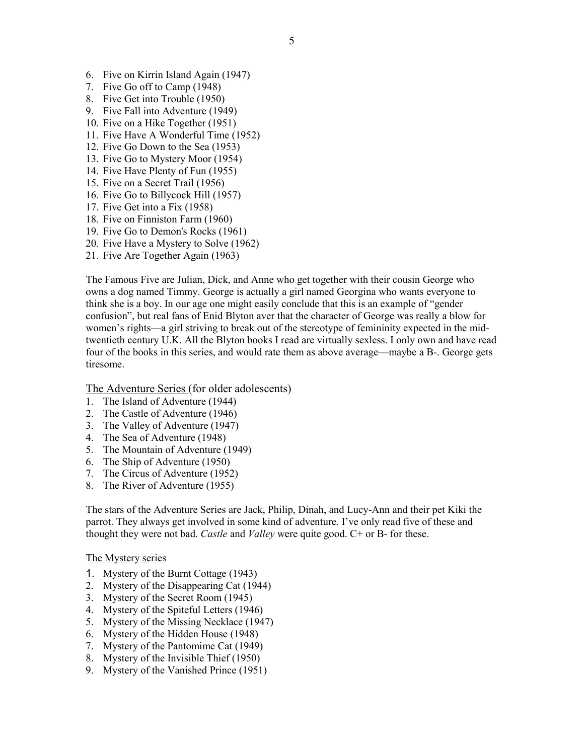6. Five on Kirrin Island Again (1947)
7. Five Go off to Camp (1948)
8. Five Get into Trouble (1950)
9. Five Fall into Adventure (1949)
10. Five on a Hike Together (1951)
11. Five Have A Wonderful Time (1952)
12. Five Go Down to the Sea (1953)
13. Five Go to Mystery Moor (1954)
14. Five Have Plenty of Fun (1955)
15. Five on a Secret Trail (1956)
16. Five Go to Billycock Hill (1957)
17. Five Get into a Fix (1958)
18. Five on Finniston Farm (1960)
19. Five Go to Demon's Rocks (1961)
20. Five Have a Mystery to Solve (1962)
21. Five Are Together Again (1963)

The Famous Five are Julian, Dick, and Anne who get together with their cousin George who owns a dog named Timmy. George is actually a girl named Georgina who wants everyone to think she is a boy. In our age one might easily conclude that this is an example of "gender confusion", but real fans of Enid Blyton aver that the character of George was really a blow for women's rights—a girl striving to break out of the stereotype of femininity expected in the mid-twentieth century U.K. All the Blyton books I read are virtually sexless. I only own and have read four of the books in this series, and would rate them as above average—maybe a B-. George gets tiresome.

<u>The Adventure Series</u> (for older adolescents)

1. The Island of Adventure (1944)
2. The Castle of Adventure (1946)
3. The Valley of Adventure (1947)
4. The Sea of Adventure (1948)
5. The Mountain of Adventure (1949)
6. The Ship of Adventure (1950)
7. The Circus of Adventure (1952)
8. The River of Adventure (1955)

The stars of the Adventure Series are Jack, Philip, Dinah, and Lucy-Ann and their pet Kiki the parrot. They always get involved in some kind of adventure. I've only read five of these and thought they were not bad. *Castle* and *Valley* were quite good. C+ or B- for these.

<u>The Mystery series</u>

1. Mystery of the Burnt Cottage (1943)
2. Mystery of the Disappearing Cat (1944)
3. Mystery of the Secret Room (1945)
4. Mystery of the Spiteful Letters (1946)
5. Mystery of the Missing Necklace (1947)
6. Mystery of the Hidden House (1948)
7. Mystery of the Pantomime Cat (1949)
8. Mystery of the Invisible Thief (1950)
9. Mystery of the Vanished Prince (1951)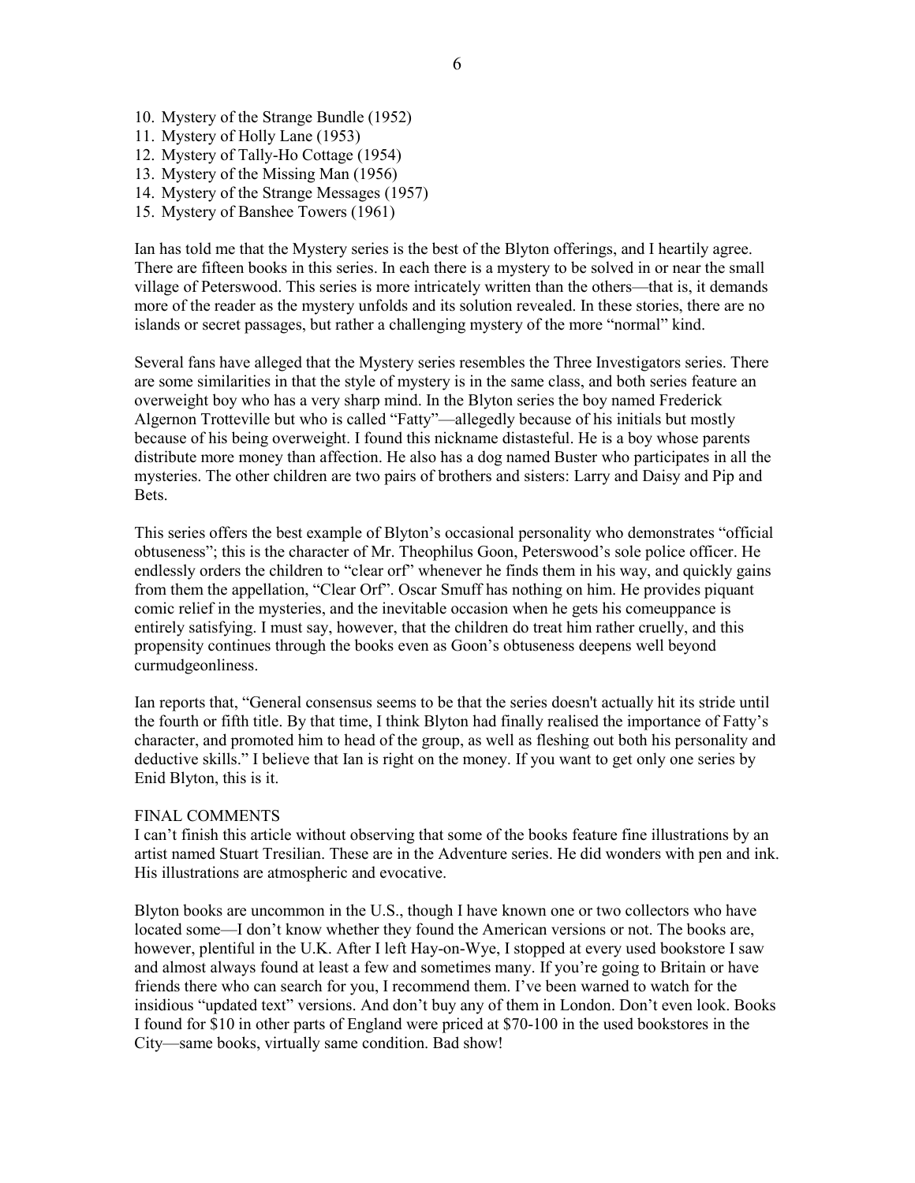10. Mystery of the Strange Bundle (1952)
11. Mystery of Holly Lane (1953)
12. Mystery of Tally-Ho Cottage (1954)
13. Mystery of the Missing Man (1956)
14. Mystery of the Strange Messages (1957)
15. Mystery of Banshee Towers (1961)

Ian has told me that the Mystery series is the best of the Blyton offerings, and I heartily agree. There are fifteen books in this series. In each there is a mystery to be solved in or near the small village of Peterswood. This series is more intricately written than the others—that is, it demands more of the reader as the mystery unfolds and its solution revealed. In these stories, there are no islands or secret passages, but rather a challenging mystery of the more "normal" kind.

Several fans have alleged that the Mystery series resembles the Three Investigators series. There are some similarities in that the style of mystery is in the same class, and both series feature an overweight boy who has a very sharp mind. In the Blyton series the boy named Frederick Algernon Trotteville but who is called "Fatty"—allegedly because of his initials but mostly because of his being overweight. I found this nickname distasteful. He is a boy whose parents distribute more money than affection. He also has a dog named Buster who participates in all the mysteries. The other children are two pairs of brothers and sisters: Larry and Daisy and Pip and Bets.

This series offers the best example of Blyton's occasional personality who demonstrates "official obtuseness"; this is the character of Mr. Theophilus Goon, Peterswood's sole police officer. He endlessly orders the children to "clear orf" whenever he finds them in his way, and quickly gains from them the appellation, "Clear Orf". Oscar Smuff has nothing on him. He provides piquant comic relief in the mysteries, and the inevitable occasion when he gets his comeuppance is entirely satisfying. I must say, however, that the children do treat him rather cruelly, and this propensity continues through the books even as Goon's obtuseness deepens well beyond curmudgeonliness.

Ian reports that, "General consensus seems to be that the series doesn't actually hit its stride until the fourth or fifth title. By that time, I think Blyton had finally realised the importance of Fatty's character, and promoted him to head of the group, as well as fleshing out both his personality and deductive skills." I believe that Ian is right on the money. If you want to get only one series by Enid Blyton, this is it.

FINAL COMMENTS

I can't finish this article without observing that some of the books feature fine illustrations by an artist named Stuart Tresilian. These are in the Adventure series. He did wonders with pen and ink. His illustrations are atmospheric and evocative.

Blyton books are uncommon in the U.S., though I have known one or two collectors who have located some—I don't know whether they found the American versions or not. The books are, however, plentiful in the U.K. After I left Hay-on-Wye, I stopped at every used bookstore I saw and almost always found at least a few and sometimes many. If you're going to Britain or have friends there who can search for you, I recommend them. I've been warned to watch for the insidious "updated text" versions. And don't buy any of them in London. Don't even look. Books I found for $10 in other parts of England were priced at $70-100 in the used bookstores in the City—same books, virtually same condition. Bad show!